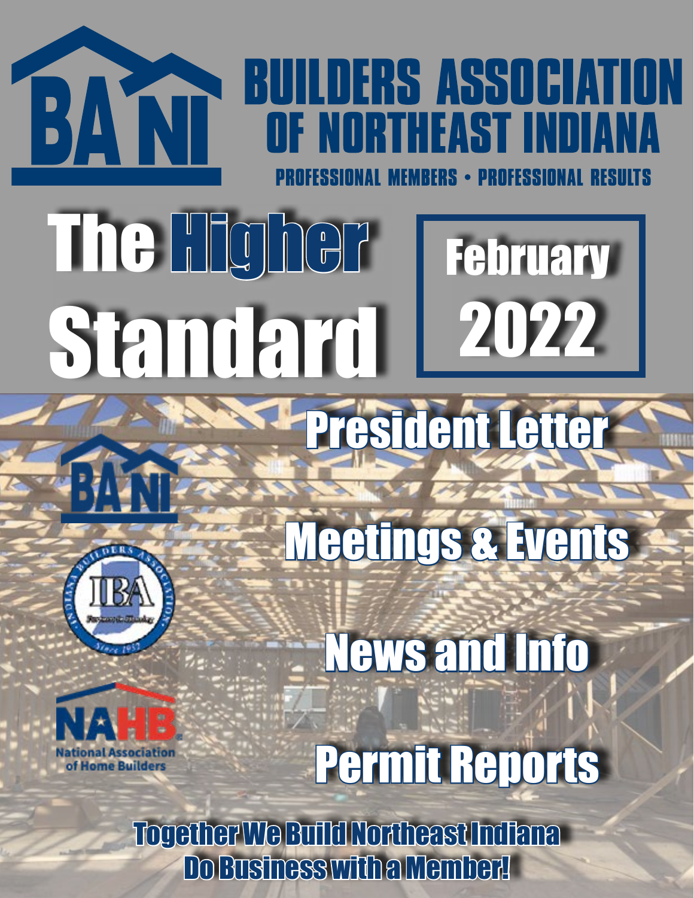# BUILDERS ASSOCIATION OF NORTHEAST INDIANA

PROFESSIONAL MEMBERS • PROFESSIONAL RESULTS

# The Higher Standard

## February 2022

## President Letter

## Meetings & Events

## News and Info

## Permit Reports

**Together We Build Northeast Indiana**
**Do Business with a Member!**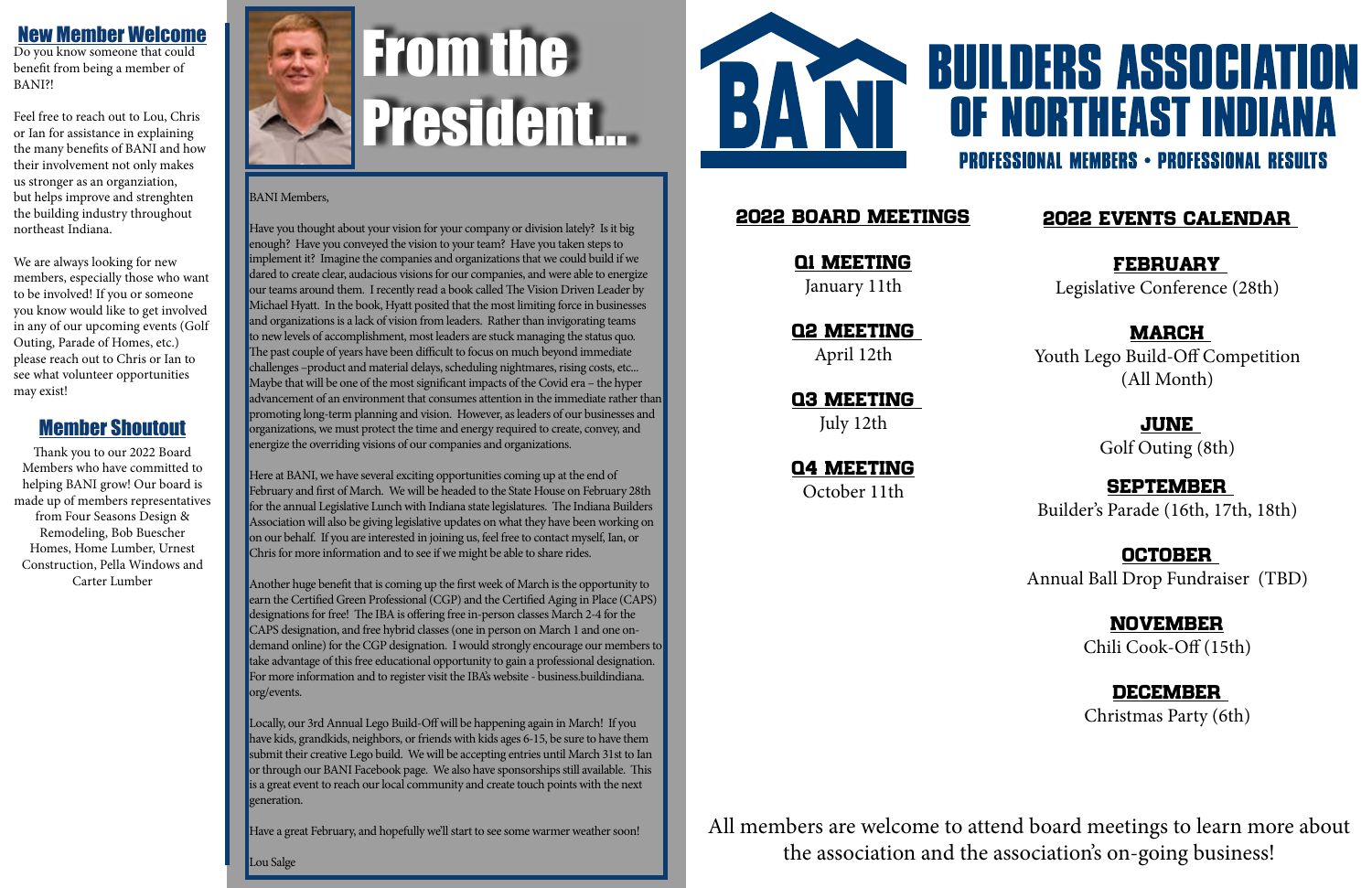## New Member Welcome

Do you know someone that could benefit from being a member of BANI?!

Feel free to reach out to Lou, Chris or Ian for assistance in explaining the many benefits of BANI and how their involvement not only makes us stronger as an organziation, but helps improve and strenghten the building industry throughout northeast Indiana.

We are always looking for new members, especially those who want to be involved! If you or someone you know would like to get involved in any of our upcoming events (Golf Outing, Parade of Homes, etc.) please reach out to Chris or Ian to see what volunteer opportunities may exist!

## Member Shoutout

Thank you to our 2022 Board Members who have committed to helping BANI grow! Our board is made up of members representatives from Four Seasons Design & Remodeling, Bob Buescher Homes, Home Lumber, Urnest Construction, Pella Windows and Carter Lumber

# From the President...

BANI Members,

Have you thought about your vision for your company or division lately? Is it big enough? Have you conveyed the vision to your team? Have you taken steps to implement it? Imagine the companies and organizations that we could build if we dared to create clear, audacious visions for our companies, and were able to energize our teams around them. I recently read a book called The Vision Driven Leader by Michael Hyatt. In the book, Hyatt posited that the most limiting force in businesses and organizations is a lack of vision from leaders. Rather than invigorating teams to new levels of accomplishment, most leaders are stuck managing the status quo. The past couple of years have been difficult to focus on much beyond immediate challenges –product and material delays, scheduling nightmares, rising costs, etc... Maybe that will be one of the most significant impacts of the Covid era – the hyper advancement of an environment that consumes attention in the immediate rather than promoting long-term planning and vision. However, as leaders of our businesses and organizations, we must protect the time and energy required to create, convey, and energize the overriding visions of our companies and organizations.

Here at BANI, we have several exciting opportunities coming up at the end of February and first of March. We will be headed to the State House on February 28th for the annual Legislative Lunch with Indiana state legislatures. The Indiana Builders Association will also be giving legislative updates on what they have been working on on our behalf. If you are interested in joining us, feel free to contact myself, Ian, or Chris for more information and to see if we might be able to share rides.

Another huge benefit that is coming up the first week of March is the opportunity to earn the Certified Green Professional (CGP) and the Certified Aging in Place (CAPS) designations for free! The IBA is offering free in-person classes March 2-4 for the CAPS designation, and free hybrid classes (one in person on March 1 and one on-demand online) for the CGP designation. I would strongly encourage our members to take advantage of this free educational opportunity to gain a professional designation. For more information and to register visit the IBA's website - business.buildindiana.org/events.

Locally, our 3rd Annual Lego Build-Off will be happening again in March! If you have kids, grandkids, neighbors, or friends with kids ages 6-15, be sure to have them submit their creative Lego build. We will be accepting entries until March 31st to Ian or through our BANI Facebook page. We also have sponsorships still available. This is a great event to reach our local community and create touch points with the next generation.

Have a great February, and hopefully we'll start to see some warmer weather soon!

Lou Salge

# BANI BUILDERS ASSOCIATION OF NORTHEAST INDIANA

PROFESSIONAL MEMBERS • PROFESSIONAL RESULTS

## 2022 BOARD MEETINGS

**Q1 MEETING**
January 11th

**Q2 MEETING**
April 12th

**Q3 MEETING**
July 12th

**Q4 MEETING**
October 11th

## 2022 EVENTS CALENDAR

**FEBRUARY**
Legislative Conference (28th)

**MARCH**
Youth Lego Build-Off Competition (All Month)

**JUNE**
Golf Outing (8th)

**SEPTEMBER**
Builder's Parade (16th, 17th, 18th)

**OCTOBER**
Annual Ball Drop Fundraiser (TBD)

**NOVEMBER**
Chili Cook-Off (15th)

**DECEMBER**
Christmas Party (6th)

All members are welcome to attend board meetings to learn more about the association and the association's on-going business!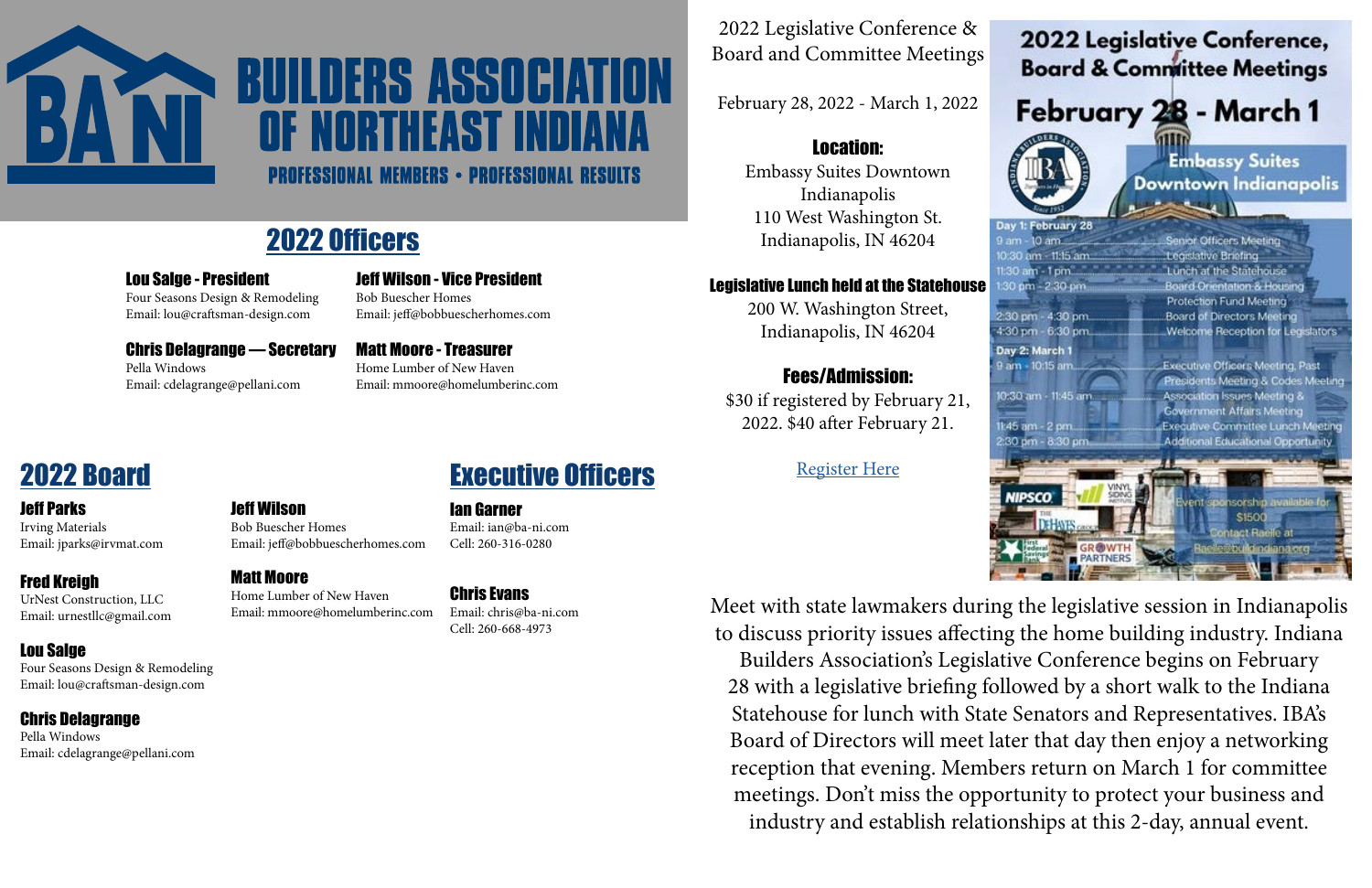# BUILDERS ASSOCIATION OF NORTHEAST INDIANA

PROFESSIONAL MEMBERS • PROFESSIONAL RESULTS

## 2022 Officers

**Lou Salge - President**
Four Seasons Design & Remodeling
Email: lou@craftsman-design.com

**Jeff Wilson - Vice President**
Bob Buescher Homes
Email: jeff@bobbuescherhomes.com

**Chris Delagrange — Secretary**
Pella Windows
Email: cdelagrange@pellani.com

**Matt Moore - Treasurer**
Home Lumber of New Haven
Email: mmoore@homelumberinc.com

## 2022 Board

**Jeff Parks**
Irving Materials
Email: jparks@irvmat.com

**Fred Kreigh**
UrNest Construction, LLC
Email: urnestllc@gmail.com

**Lou Salge**
Four Seasons Design & Remodeling
Email: lou@craftsman-design.com

**Chris Delagrange**
Pella Windows
Email: cdelagrange@pellani.com

**Jeff Wilson**
Bob Buescher Homes
Email: jeff@bobbuescherhomes.com

**Matt Moore**
Home Lumber of New Haven
Email: mmoore@homelumberinc.com

## Executive Officers

**Ian Garner**
Email: ian@ba-ni.com
Cell: 260-316-0280

**Chris Evans**
Email: chris@ba-ni.com
Cell: 260-668-4973

## 2022 Legislative Conference & Board and Committee Meetings

February 28, 2022 - March 1, 2022

**Location:**
Embassy Suites Downtown Indianapolis
110 West Washington St.
Indianapolis, IN 46204

**Legislative Lunch held at the Statehouse**
200 W. Washington Street,
Indianapolis, IN 46204

**Fees/Admission:**
$30 if registered by February 21, 2022. $40 after February 21.

Register Here

### 2022 Legislative Conference, Board & Committee Meetings

**February 28 - March 1**

Embassy Suites Downtown Indianapolis

**Day 1: February 28**

| Time | Event |
|---|---|
| 9 am - 10 am | Senior Officers Meeting |
| 10:30 am - 11:15 am | Legislative Briefing |
| 11:30 am - 1 pm | Lunch at the Statehouse |
| 1:30 pm - 2:30 pm | Board Orientation & Housing Protection Fund Meeting |
| 2:30 pm - 4:30 pm | Board of Directors Meeting |
| 4:30 pm - 6:30 pm | Welcome Reception for Legislators |

**Day 2: March 1**

| Time | Event |
|---|---|
| 9 am - 10:15 am | Executive Officers Meeting, Past Presidents Meeting & Codes Meeting |
| 10:30 am - 11:45 am | Association Issues Meeting & Government Affairs Meeting |
| 11:45 am - 2 pm | Executive Committee Lunch Meeting |
| 2:30 pm - 8:30 pm | Additional Educational Opportunity |

Event sponsorship available for $1500. Contact Raelle at Raelle@buildindiana.org

Meet with state lawmakers during the legislative session in Indianapolis to discuss priority issues affecting the home building industry. Indiana Builders Association's Legislative Conference begins on February 28 with a legislative briefing followed by a short walk to the Indiana Statehouse for lunch with State Senators and Representatives. IBA's Board of Directors will meet later that day then enjoy a networking reception that evening. Members return on March 1 for committee meetings. Don't miss the opportunity to protect your business and industry and establish relationships at this 2-day, annual event.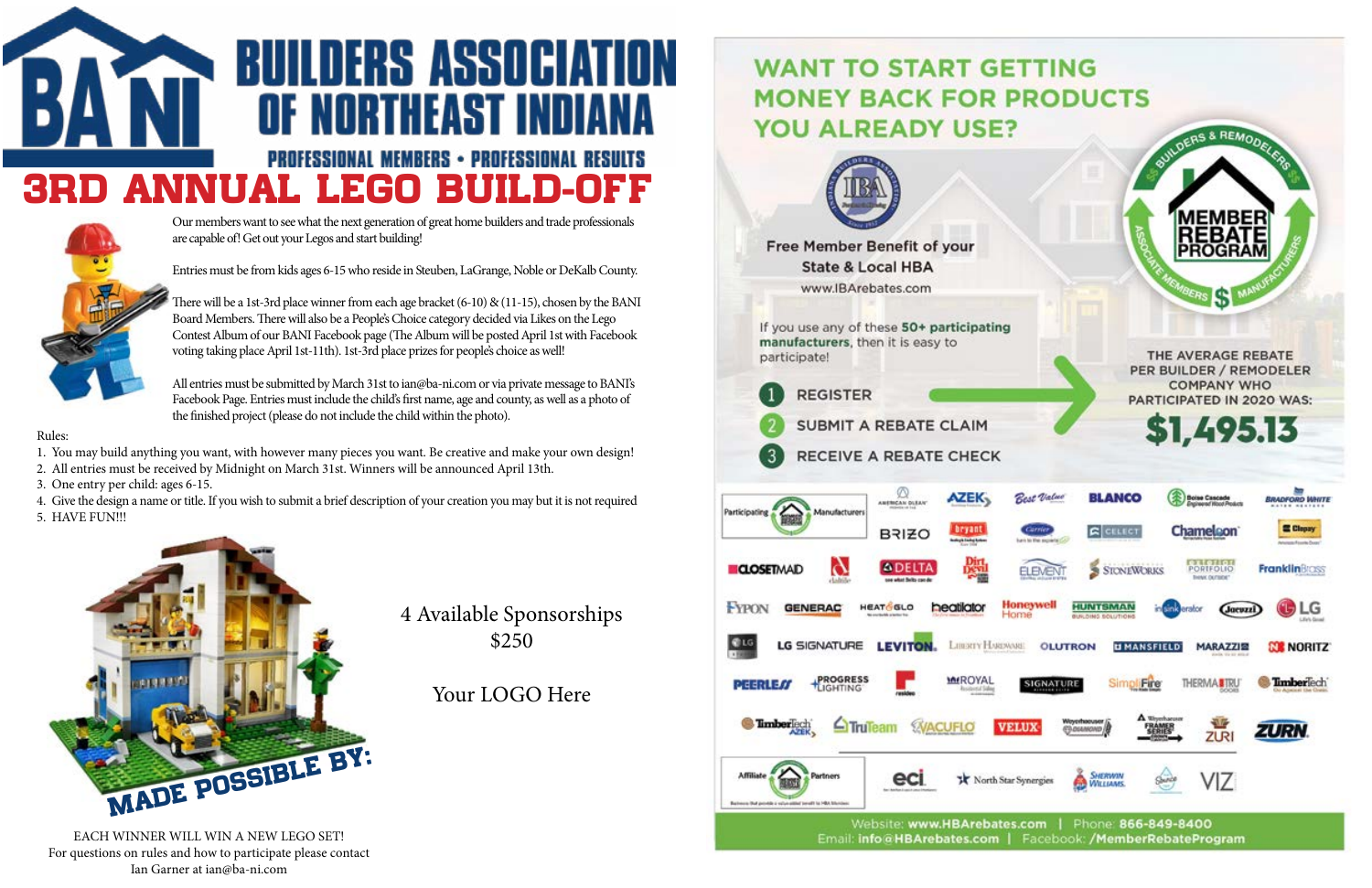# BUILDERS ASSOCIATION OF NORTHEAST INDIANA

PROFESSIONAL MEMBERS • PROFESSIONAL RESULTS

## 3RD ANNUAL LEGO BUILD-OFF

Our members want to see what the next generation of great home builders and trade professionals are capable of! Get out your Legos and start building!

Entries must be from kids ages 6-15 who reside in Steuben, LaGrange, Noble or DeKalb County.

There will be a 1st-3rd place winner from each age bracket (6-10) & (11-15), chosen by the BANI Board Members. There will also be a People's Choice category decided via Likes on the Lego Contest Album of our BANI Facebook page (The Album will be posted April 1st with Facebook voting taking place April 1st-11th). 1st-3rd place prizes for people's choice as well!

All entries must be submitted by March 31st to ian@ba-ni.com or via private message to BANI's Facebook Page. Entries must include the child's first name, age and county, as well as a photo of the finished project (please do not include the child within the photo).

Rules:

1. You may build anything you want, with however many pieces you want. Be creative and make your own design!
2. All entries must be received by Midnight on March 31st. Winners will be announced April 13th.
3. One entry per child: ages 6-15.
4. Give the design a name or title. If you wish to submit a brief description of your creation you may but it is not required
5. HAVE FUN!!!

MADE POSSIBLE BY:

4 Available Sponsorships
$250

Your LOGO Here

EACH WINNER WILL WIN A NEW LEGO SET!
For questions on rules and how to participate please contact
Ian Garner at ian@ba-ni.com

# WANT TO START GETTING MONEY BACK FOR PRODUCTS YOU ALREADY USE?

Free Member Benefit of your State & Local HBA

www.IBArebates.com

If you use any of these **50+ participating manufacturers**, then it is easy to participate!

1. REGISTER
2. SUBMIT A REBATE CLAIM
3. RECEIVE A REBATE CHECK

BUILDERS & REMODELERS · MEMBER REBATE PROGRAM · ASSOCIATE MEMBERS · MANUFACTURERS

THE AVERAGE REBATE PER BUILDER / REMODELER COMPANY WHO PARTICIPATED IN 2020 WAS:

**$1,495.13**

Participating Manufacturers: American Olean, AZEK, Best Value, BLANCO, Boise Cascade, Bradford White, BRIZO, bryant, Carrier, CELECT, Chamelon, Clopay, CLOSETMAID, daltile, DELTA, Dirt Devil, ELEMENT, StoneWorks, Exterior Portfolio, FranklinBrass, FYPON, GENERAC, HEAT&GLO, heatilator, Honeywell Home, HUNTSMAN, InSinkErator, Jacuzzi, LG, LG SIGNATURE, LEVITON, Liberty Hardware, OLUTRON, MANSFIELD, MARAZZI, NORITZ, PEERLESS, Progress Lighting, resideo, ROYAL, SIGNATURE, SimpliFire, THERMA-TRU, TimberTech, TimberTech AZEK, TruTeam, VACUFLO, VELUX, Weyerhaeuser Diamond, Weyerhaeuser Framer Series, ZURI, ZURN

Affiliate Partners: eci, North Star Synergies, Sherwin Williams, Sonic, VIZ

Website: **www.HBArebates.com** | Phone: **866-849-8400**
Email: **info@HBArebates.com** | Facebook: **/MemberRebateProgram**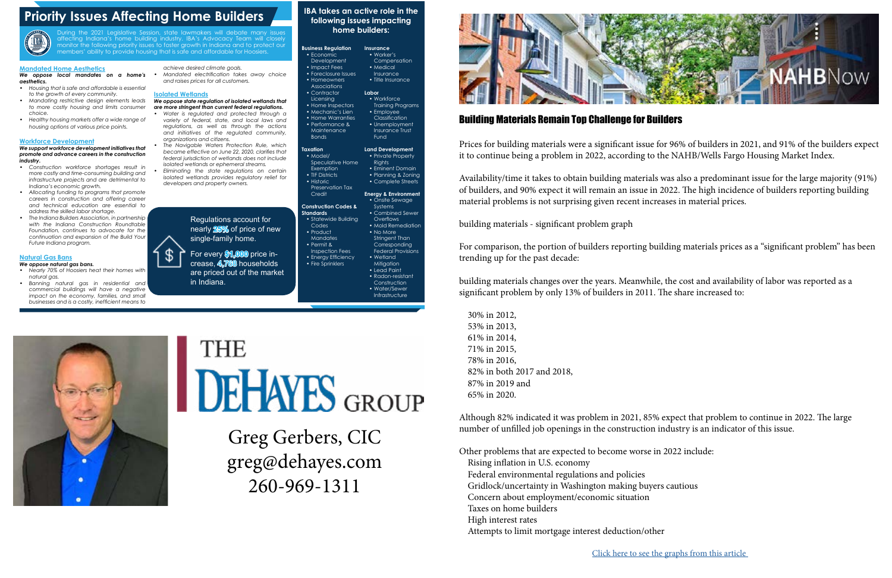# Priority Issues Affecting Home Builders

During the 2021 Legislative Session, state lawmakers will debate many issues affecting Indiana's home building industry. IBA's Advocacy Team will closely monitor the following priority issues to foster growth in Indiana and to protect our members' ability to provide housing that is safe and affordable for Hoosiers.

### Mandated Home Aesthetics

***We oppose local mandates on a home's aesthetics.***

- *Housing that is safe and affordable is essential to the growth of every community.*
- *Mandating restrictive design elements leads to more costly housing and limits consumer choice.*
- *Healthy housing markets offer a wide range of housing options at various price points.*

### Workforce Development

***We support workforce development initiatives that promote and advance careers in the construction industry.***

- *Construction workforce shortages result in more costly and time-consuming building and infrastructure projects and are detrimental to Indiana's economic growth.*
- *Allocating funding to programs that promote careers in construction and offering career and technical education are essential to address the skilled labor shortage.*
- *The Indiana Builders Association, in partnership with the Indiana Construction Roundtable Foundation, continues to advocate for the continuation and expansion of the Build Your Future Indiana program.*

### Natural Gas Bans

***We oppose natural gas bans.***

- *Nearly 70% of Hoosiers heat their homes with natural gas.*
- *Banning natural gas in residential and commercial buildings will have a negative impact on the economy, families, and small businesses and is a costly, inefficient means to achieve desired climate goals.*
- *Mandated electrification takes away choice and raises prices for all customers.*

### Isolated Wetlands

***We oppose state regulation of isolated wetlands that are more stringent than current federal regulations.***

- *Water is regulated and protected through a variety of federal, state, and local laws and regulations, as well as through the actions and initiatives of the regulated community, organizations and citizens.*
- *The Navigable Waters Protection Rule, which became effective on June 22, 2020, clarifies that federal jurisdiction of wetlands does not include isolated wetlands or ephemeral streams.*
- *Eliminating the state regulations on certain isolated wetlands provides regulatory relief for developers and property owners.*

Regulations account for nearly **25%** of price of new single-family home.

For every **$1,000** price increase, **4,783** households are priced out of the market in Indiana.

## IBA takes an active role in the following issues impacting home builders:

**Business Regulation**
- Economic Development
- Impact Fees
- Foreclosure Issues
- Homeowners Associations
- Contractor Licensing
- Home Inspectors
- Mechanic's Lien
- Home Warranties
- Performance & Maintenance Bonds

**Taxation**
- Model/Speculative Home Exemption
- TIF Districts
- Historic Preservation Tax Credit

**Construction Codes & Standards**
- Statewide Building Codes
- Product Mandates
- Permit & Inspection Fees
- Energy Efficiency
- Fire Sprinklers

**Insurance**
- Worker's Compensation
- Medical Insurance
- Title Insurance

**Labor**
- Workforce Training Programs
- Employee Classification
- Unemployment Insurance Trust Fund

**Land Development**
- Private Property Rights
- Eminent Domain
- Planning & Zoning
- Complete Streets

**Energy & Environment**
- Onsite Sewage Systems
- Combined Sewer Overflows
- Mold Remediation
- No More Stringent Than Corresponding Federal Provisions
- Wetland Mitigation
- Lead Paint
- Radon-resistant Construction
- Water/Sewer Infrastructure

THE DEHAYES GROUP

Greg Gerbers, CIC
greg@dehayes.com
260-969-1311

NAHBNow

## Building Materials Remain Top Challenge for Builders

Prices for building materials were a significant issue for 96% of builders in 2021, and 91% of the builders expect it to continue being a problem in 2022, according to the NAHB/Wells Fargo Housing Market Index.

Availability/time it takes to obtain building materials was also a predominant issue for the large majority (91%) of builders, and 90% expect it will remain an issue in 2022. The high incidence of builders reporting building material problems is not surprising given recent increases in material prices.

building materials - significant problem graph

For comparison, the portion of builders reporting building materials prices as a "significant problem" has been trending up for the past decade:

building materials changes over the years. Meanwhile, the cost and availability of labor was reported as a significant problem by only 13% of builders in 2011. The share increased to:

30% in 2012,
53% in 2013,
61% in 2014,
71% in 2015,
78% in 2016,
82% in both 2017 and 2018,
87% in 2019 and
65% in 2020.

Although 82% indicated it was problem in 2021, 85% expect that problem to continue in 2022. The large number of unfilled job openings in the construction industry is an indicator of this issue.

Other problems that are expected to become worse in 2022 include:
Rising inflation in U.S. economy
Federal environmental regulations and policies
Gridlock/uncertainty in Washington making buyers cautious
Concern about employment/economic situation
Taxes on home builders
High interest rates
Attempts to limit mortgage interest deduction/other

Click here to see the graphs from this article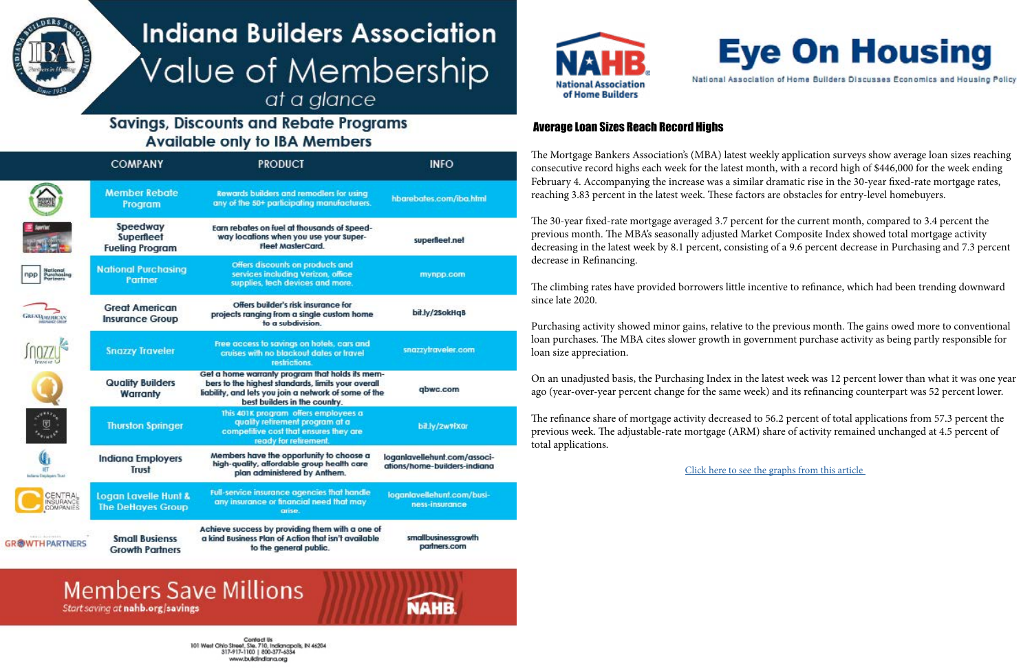# Indiana Builders Association

# Value of Membership

*at a glance*

## Savings, Discounts and Rebate Programs Available only to IBA Members

| COMPANY | PRODUCT | INFO |
|---|---|---|
| Member Rebate Program | Rewards builders and remodlers for using any of the 50+ participating manufacturers. | hbarebates.com/iba.html |
| Speedway Superfleet Fueling Program | Earn rebates on fuel at thousands of Speedway locations when you use your Superfleet MasterCard. | superfleet.net |
| National Purchasing Partner | Offers discounts on products and services including Verizon, office supplies, tech devices and more. | mynpp.com |
| Great American Insurance Group | Offers builder's risk insurance for projects ranging from a single custom home to a subdivision. | bit.ly/2SokHqB |
| Snazzy Traveler | Free access to savings on hotels, cars and cruises with no blackout dates or travel restrictions. | snazzytraveler.com |
| Quality Builders Warranty | Get a home warranty program that holds its members to the highest standards, limits your overall liability, and lets you join a network of some of the best builders in the country. | qbwc.com |
| Thurston Springer | This 401K program offers employees a quality retirement program at a competitive cost that ensures they are ready for retirement. | bit.ly/2w9fX0r |
| Indiana Employers Trust | Members have the opportunity to choose a high-quality, affordable group health care plan administered by Anthem. | loganlavellehunt.com/associations/home-builders-indiana |
| Logan Lavelle Hunt & The DeHayes Group | Full-service insurance agencies that handle any insurance or financial need that may arise. | loganlavellehunt.com/business-insurance |
| Small Busienss Growth Partners | Achieve success by providing them with a one of a kind Business Plan of Action that isn't available to the general public. | smallbusinessgrowthpartners.com |

**Members Save Millions**

*Start saving at* **nahb.org/savings**

Contact Us
101 West Ohio Street, Ste. 710, Indianapolis, IN 46204
317-917-1100 | 800-377-6334
www.buildindiana.org

# Eye On Housing

National Association of Home Builders Discusses Economics and Housing Policy

### Average Loan Sizes Reach Record Highs

The Mortgage Bankers Association's (MBA) latest weekly application surveys show average loan sizes reaching consecutive record highs each week for the latest month, with a record high of $446,000 for the week ending February 4. Accompanying the increase was a similar dramatic rise in the 30-year fixed-rate mortgage rates, reaching 3.83 percent in the latest week. These factors are obstacles for entry-level homebuyers.

The 30-year fixed-rate mortgage averaged 3.7 percent for the current month, compared to 3.4 percent the previous month. The MBA's seasonally adjusted Market Composite Index showed total mortgage activity decreasing in the latest week by 8.1 percent, consisting of a 9.6 percent decrease in Purchasing and 7.3 percent decrease in Refinancing.

The climbing rates have provided borrowers little incentive to refinance, which had been trending downward since late 2020.

Purchasing activity showed minor gains, relative to the previous month. The gains owed more to conventional loan purchases. The MBA cites slower growth in government purchase activity as being partly responsible for loan size appreciation.

On an unadjusted basis, the Purchasing Index in the latest week was 12 percent lower than what it was one year ago (year-over-year percent change for the same week) and its refinancing counterpart was 52 percent lower.

The refinance share of mortgage activity decreased to 56.2 percent of total applications from 57.3 percent the previous week. The adjustable-rate mortgage (ARM) share of activity remained unchanged at 4.5 percent of total applications.

Click here to see the graphs from this article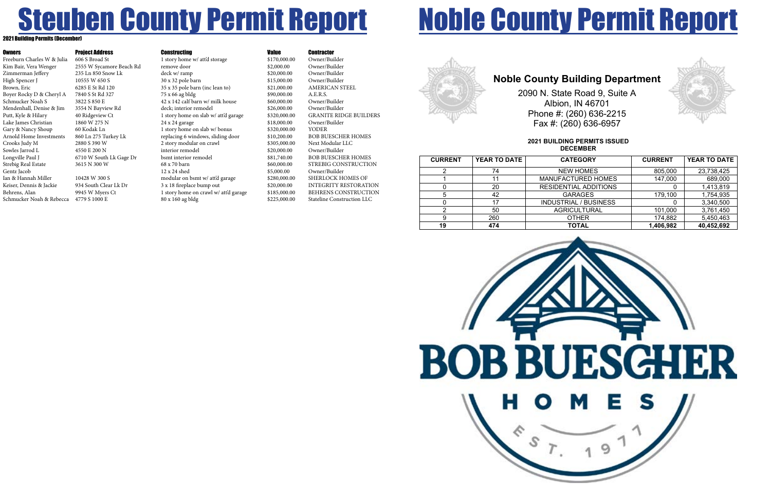# Steuben County Permit Report

#### 2021 Building Permits (December)

| Owners | Project Address | Constructing | Value | Contractor |
|---|---|---|---|---|
| Freeburn Charles W & Julia | 606 S Broad St | 1 story home w/ att'd storage | $170,000.00 | Owner/Builder |
| Kim Bair, Vera Wenger | 2555 W Sycamore Beach Rd | remove door | $2,000.00 | Owner/Builder |
| Zimmerman Jeffery | 235 Ln 850 Snow Lk | deck w/ ramp | $20,000.00 | Owner/Builder |
| High Spencer J | 10555 W 650 S | 30 x 32 pole barn | $15,000.00 | Owner/Builder |
| Brown, Eric | 6285 E St Rd 120 | 35 x 35 pole barn (inc lean to) | $21,000.00 | AMERICAN STEEL |
| Boyer Rocky D & Cheryl A | 7840 S St Rd 327 | 75 x 66 ag bldg | $90,000.00 | A.E.R.S. |
| Schmucker Noah S | 3822 S 850 E | 42 x 142 calf barn w/ milk house | $60,000.00 | Owner/Builder |
| Mendenhall, Denise & Jim | 3554 N Bayview Rd | deck; interior remodel | $26,000.00 | Owner/Builder |
| Putt, Kyle & Hilary | 40 Ridgeview Ct | 1 story home on slab w/ att'd garage | $320,000.00 | GRANITE RIDGE BUILDERS |
| Lake James Christian | 1860 W 275 N | 24 x 24 garage | $18,000.00 | Owner/Builder |
| Gary & Nancy Shoup | 60 Kodak Ln | 1 story home on slab w/ bonus | $320,000.00 | YODER |
| Arnold Home Investments | 860 Ln 275 Turkey Lk | replacing 6 windows, sliding door | $10,200.00 | BOB BUESCHER HOMES |
| Crooks Judy M | 2880 S 390 W | 2 story modular on crawl | $305,000.00 | Next Modular LLC |
| Sowles Jarrod L | 4550 E 200 N | interior remodel | $20,000.00 | Owner/Builder |
| Longville Paul J | 6710 W South Lk Gage Dr | bsmt interior remodel | $81,740.00 | BOB BUESCHER HOMES |
| Strebig Real Estate | 3615 N 300 W | 68 x 70 barn | $60,000.00 | STREBIG CONSTRUCTION |
| Gentz Jacob | | 12 x 24 shed | $5,000.00 | Owner/Builder |
| Ian & Hannah Miller | 10428 W 300 S | modular on bsmt w/ att'd garage | $280,000.00 | SHERLOCK HOMES OF |
| Keiser, Dennis & Jackie | 934 South Clear Lk Dr | 3 x 18 fireplace bump out | $20,000.00 | INTEGRITY RESTORATION |
| Behrens, Alan | 9945 W Myers Ct | 1 story home on crawl w/ att'd garage | $185,000.00 | BEHRENS CONSTRUCTION |
| Schmucker Noah & Rebecca | 4779 S 1000 E | 80 x 160 ag bldg | $225,000.00 | Stateline Construction LLC |

# Noble County Permit Report

## Noble County Building Department

2090 N. State Road 9, Suite A
Albion, IN 46701
Phone #: (260) 636-2215
Fax #: (260) 636-6957

**2021 BUILDING PERMITS ISSUED**
**DECEMBER**

| CURRENT | YEAR TO DATE | CATEGORY | CURRENT | YEAR TO DATE |
|---|---|---|---|---|
| 2 | 74 | NEW HOMES | 805,000 | 23,738,425 |
| 1 | 11 | MANUFACTURED HOMES | 147,000 | 689,000 |
| 0 | 20 | RESIDENTIAL ADDITIONS | 0 | 1,413,819 |
| 5 | 42 | GARAGES | 179,100 | 1,754,935 |
| 0 | 17 | INDUSTRIAL / BUSINESS | 0 | 3,340,500 |
| 2 | 50 | AGRICULTURAL | 101,000 | 3,761,450 |
| 9 | 260 | OTHER | 174,882 | 5,450,463 |
| **19** | **474** | **TOTAL** | **1,406,982** | **40,452,692** |

BOB BUESCHER
HOMES
EST. 1977